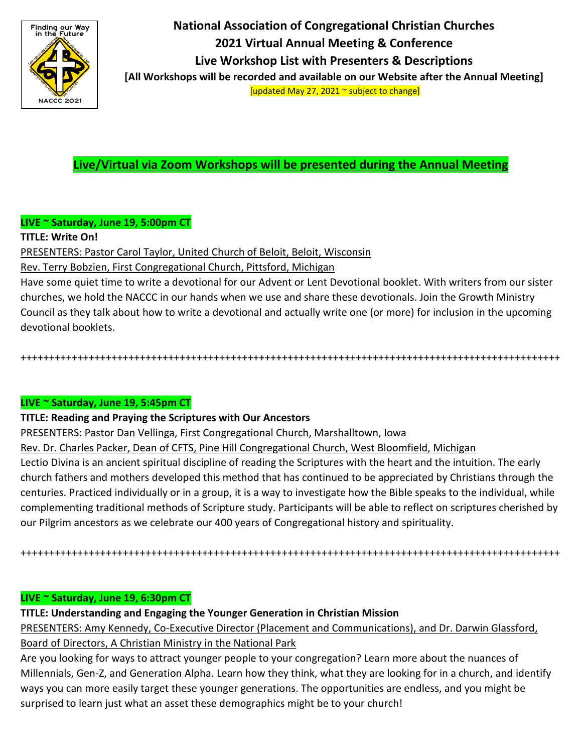# National Association of Congregational Christian Churches
## 2021 Virtual Annual Meeting & Conference
## Live Workshop List with Presenters & Descriptions

**[All Workshops will be recorded and available on our Website after the Annual Meeting]**

[updated May 27, 2021 ~ subject to change]

## Live/Virtual via Zoom Workshops will be presented during the Annual Meeting

**LIVE ~ Saturday, June 19, 5:00pm CT**

**TITLE: Write On!**

PRESENTERS: Pastor Carol Taylor, United Church of Beloit, Beloit, Wisconsin
Rev. Terry Bobzien, First Congregational Church, Pittsford, Michigan

Have some quiet time to write a devotional for our Advent or Lent Devotional booklet. With writers from our sister churches, we hold the NACCC in our hands when we use and share these devotionals. Join the Growth Ministry Council as they talk about how to write a devotional and actually write one (or more) for inclusion in the upcoming devotional booklets.

++++++++++++++++++++++++++++++++++++++++++++++++++++++++++++++++++++++++++++++++++++++++++++

**LIVE ~ Saturday, June 19, 5:45pm CT**

**TITLE: Reading and Praying the Scriptures with Our Ancestors**

PRESENTERS: Pastor Dan Vellinga, First Congregational Church, Marshalltown, Iowa
Rev. Dr. Charles Packer, Dean of CFTS, Pine Hill Congregational Church, West Bloomfield, Michigan

Lectio Divina is an ancient spiritual discipline of reading the Scriptures with the heart and the intuition. The early church fathers and mothers developed this method that has continued to be appreciated by Christians through the centuries. Practiced individually or in a group, it is a way to investigate how the Bible speaks to the individual, while complementing traditional methods of Scripture study. Participants will be able to reflect on scriptures cherished by our Pilgrim ancestors as we celebrate our 400 years of Congregational history and spirituality.

++++++++++++++++++++++++++++++++++++++++++++++++++++++++++++++++++++++++++++++++++++++++++++

**LIVE ~ Saturday, June 19, 6:30pm CT**

**TITLE: Understanding and Engaging the Younger Generation in Christian Mission**

PRESENTERS: Amy Kennedy, Co-Executive Director (Placement and Communications), and Dr. Darwin Glassford, Board of Directors, A Christian Ministry in the National Park

Are you looking for ways to attract younger people to your congregation? Learn more about the nuances of Millennials, Gen-Z, and Generation Alpha. Learn how they think, what they are looking for in a church, and identify ways you can more easily target these younger generations. The opportunities are endless, and you might be surprised to learn just what an asset these demographics might be to your church!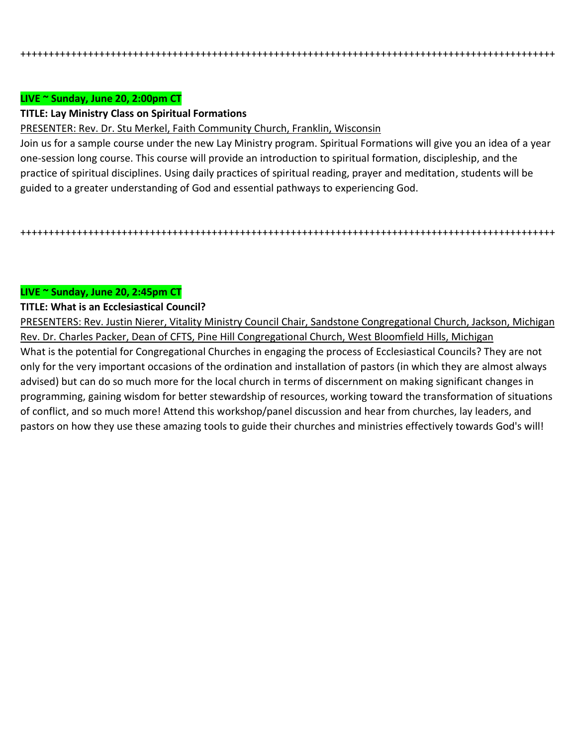++++++++++++++++++++++++++++++++++++++++++++++++++++++++++++++++++++++++++++++++++++++++++++

**LIVE ~ Sunday, June 20, 2:00pm CT**

**TITLE: Lay Ministry Class on Spiritual Formations**

PRESENTER: Rev. Dr. Stu Merkel, Faith Community Church, Franklin, Wisconsin

Join us for a sample course under the new Lay Ministry program. Spiritual Formations will give you an idea of a year one-session long course. This course will provide an introduction to spiritual formation, discipleship, and the practice of spiritual disciplines. Using daily practices of spiritual reading, prayer and meditation, students will be guided to a greater understanding of God and essential pathways to experiencing God.

++++++++++++++++++++++++++++++++++++++++++++++++++++++++++++++++++++++++++++++++++++++++++++

**LIVE ~ Sunday, June 20, 2:45pm CT**

**TITLE: What is an Ecclesiastical Council?**

PRESENTERS: Rev. Justin Nierer, Vitality Ministry Council Chair, Sandstone Congregational Church, Jackson, Michigan
Rev. Dr. Charles Packer, Dean of CFTS, Pine Hill Congregational Church, West Bloomfield Hills, Michigan

What is the potential for Congregational Churches in engaging the process of Ecclesiastical Councils? They are not only for the very important occasions of the ordination and installation of pastors (in which they are almost always advised) but can do so much more for the local church in terms of discernment on making significant changes in programming, gaining wisdom for better stewardship of resources, working toward the transformation of situations of conflict, and so much more! Attend this workshop/panel discussion and hear from churches, lay leaders, and pastors on how they use these amazing tools to guide their churches and ministries effectively towards God's will!